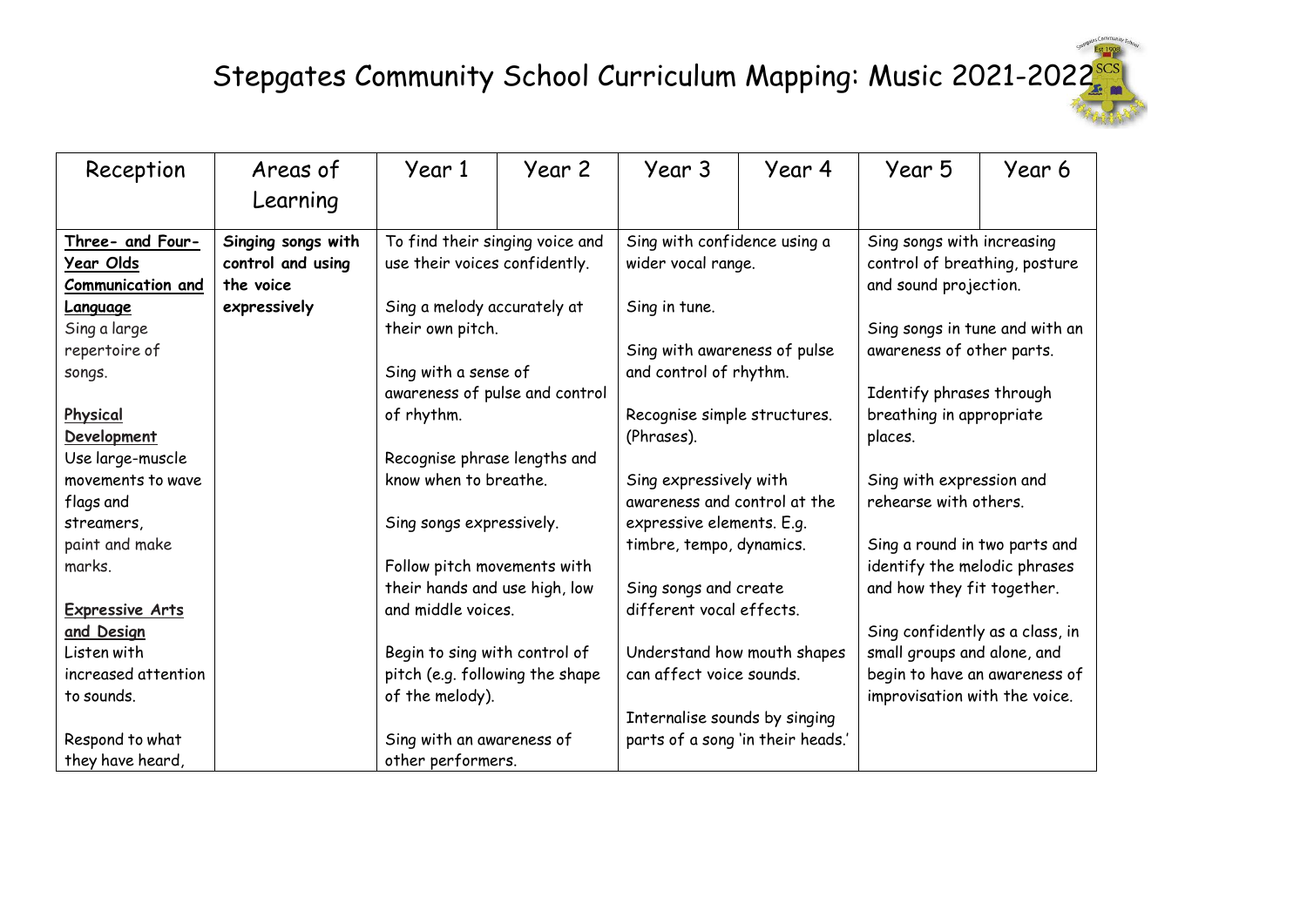# Stepgates Community School Curriculum Mapping: Music 2021-2022

| Reception | Areas of Learning | Year 1 | Year 2 | Year 3 | Year 4 | Year 5 | Year 6 |
|---|---|---|---|---|---|---|---|
| **Three- and Four-Year Olds** **Communication and Language**<br>Sing a large repertoire of songs.<br><br>**Physical Development**<br>Use large-muscle movements to wave flags and streamers, paint and make marks.<br><br>**Expressive Arts and Design**<br>Listen with increased attention to sounds.<br><br>Respond to what they have heard, | **Singing songs with control and using the voice expressively** | To find their singing voice and use their voices confidently.<br><br>Sing a melody accurately at their own pitch.<br><br>Sing with a sense of awareness of pulse and control of rhythm.<br><br>Recognise phrase lengths and know when to breathe.<br><br>Sing songs expressively.<br><br>Follow pitch movements with their hands and use high, low and middle voices.<br><br>Begin to sing with control of pitch (e.g. following the shape of the melody).<br><br>Sing with an awareness of other performers. | | Sing with confidence using a wider vocal range.<br><br>Sing in tune.<br><br>Sing with awareness of pulse and control of rhythm.<br><br>Recognise simple structures. (Phrases).<br><br>Sing expressively with awareness and control at the expressive elements. E.g. timbre, tempo, dynamics.<br><br>Sing songs and create different vocal effects.<br><br>Understand how mouth shapes can affect voice sounds.<br><br>Internalise sounds by singing parts of a song 'in their heads.' | | Sing songs with increasing control of breathing, posture and sound projection.<br><br>Sing songs in tune and with an awareness of other parts.<br><br>Identify phrases through breathing in appropriate places.<br><br>Sing with expression and rehearse with others.<br><br>Sing a round in two parts and identify the melodic phrases and how they fit together.<br><br>Sing confidently as a class, in small groups and alone, and begin to have an awareness of improvisation with the voice. | |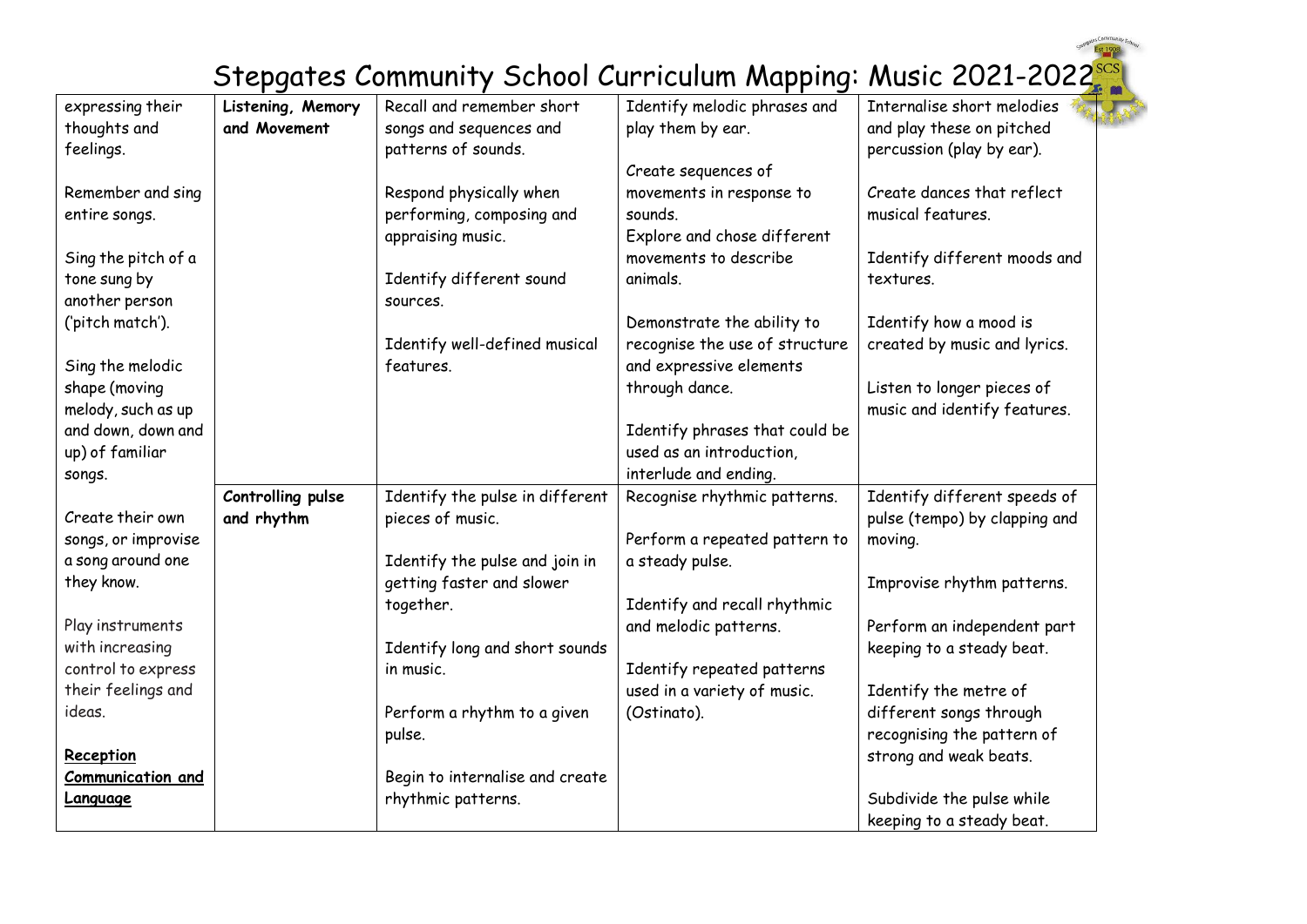# Stepgates Community School Curriculum Mapping: Music 2021-2022

| | | | | |
|---|---|---|---|---|
| expressing their thoughts and feelings.<br><br>Remember and sing entire songs.<br><br>Sing the pitch of a tone sung by another person ('pitch match').<br><br>Sing the melodic shape (moving melody, such as up and down, down and up) of familiar songs. | **Listening, Memory and Movement** | Recall and remember short songs and sequences and patterns of sounds.<br><br>Respond physically when performing, composing and appraising music.<br><br>Identify different sound sources.<br><br>Identify well-defined musical features. | Identify melodic phrases and play them by ear.<br><br>Create sequences of movements in response to sounds.<br>Explore and chose different movements to describe animals.<br><br>Demonstrate the ability to recognise the use of structure and expressive elements through dance.<br><br>Identify phrases that could be used as an introduction, interlude and ending. | Internalise short melodies and play these on pitched percussion (play by ear).<br><br>Create dances that reflect musical features.<br><br>Identify different moods and textures.<br><br>Identify how a mood is created by music and lyrics.<br><br>Listen to longer pieces of music and identify features. |
| Create their own songs, or improvise a song around one they know.<br><br>Play instruments with increasing control to express their feelings and ideas.<br><br>**<u>Reception Communication and Language</u>** | **Controlling pulse and rhythm** | Identify the pulse in different pieces of music.<br><br>Identify the pulse and join in getting faster and slower together.<br><br>Identify long and short sounds in music.<br><br>Perform a rhythm to a given pulse.<br><br>Begin to internalise and create rhythmic patterns. | Recognise rhythmic patterns.<br><br>Perform a repeated pattern to a steady pulse.<br><br>Identify and recall rhythmic and melodic patterns.<br><br>Identify repeated patterns used in a variety of music. (Ostinato). | Identify different speeds of pulse (tempo) by clapping and moving.<br><br>Improvise rhythm patterns.<br><br>Perform an independent part keeping to a steady beat.<br><br>Identify the metre of different songs through recognising the pattern of strong and weak beats.<br><br>Subdivide the pulse while keeping to a steady beat. |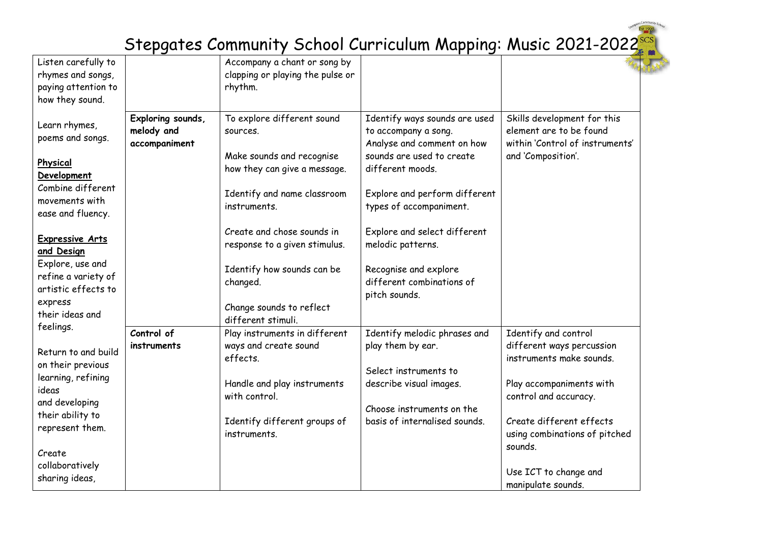# Stepgates Community School Curriculum Mapping: Music 2021-2022

| | | | | |
|---|---|---|---|---|
| Listen carefully to rhymes and songs, paying attention to how they sound.<br><br>Learn rhymes, poems and songs.<br><br>**Physical Development**<br>Combine different movements with ease and fluency.<br><br>**Expressive Arts and Design**<br>Explore, use and refine a variety of artistic effects to express their ideas and feelings.<br><br>Return to and build on their previous learning, refining ideas and developing their ability to represent them.<br><br>Create collaboratively sharing ideas, | | Accompany a chant or song by clapping or playing the pulse or rhythm. | | |
| | **Exploring sounds, melody and accompaniment** | To explore different sound sources.<br><br>Make sounds and recognise how they can give a message.<br><br>Identify and name classroom instruments.<br><br>Create and chose sounds in response to a given stimulus.<br><br>Identify how sounds can be changed.<br><br>Change sounds to reflect different stimuli. | Identify ways sounds are used to accompany a song.<br>Analyse and comment on how sounds are used to create different moods.<br><br>Explore and perform different types of accompaniment.<br><br>Explore and select different melodic patterns.<br><br>Recognise and explore different combinations of pitch sounds. | Skills development for this element are to be found within 'Control of instruments' and 'Composition'. |
| | **Control of instruments** | Play instruments in different ways and create sound effects.<br><br>Handle and play instruments with control.<br><br>Identify different groups of instruments. | Identify melodic phrases and play them by ear.<br><br>Select instruments to describe visual images.<br><br>Choose instruments on the basis of internalised sounds. | Identify and control different ways percussion instruments make sounds.<br><br>Play accompaniments with control and accuracy.<br><br>Create different effects using combinations of pitched sounds.<br><br>Use ICT to change and manipulate sounds. |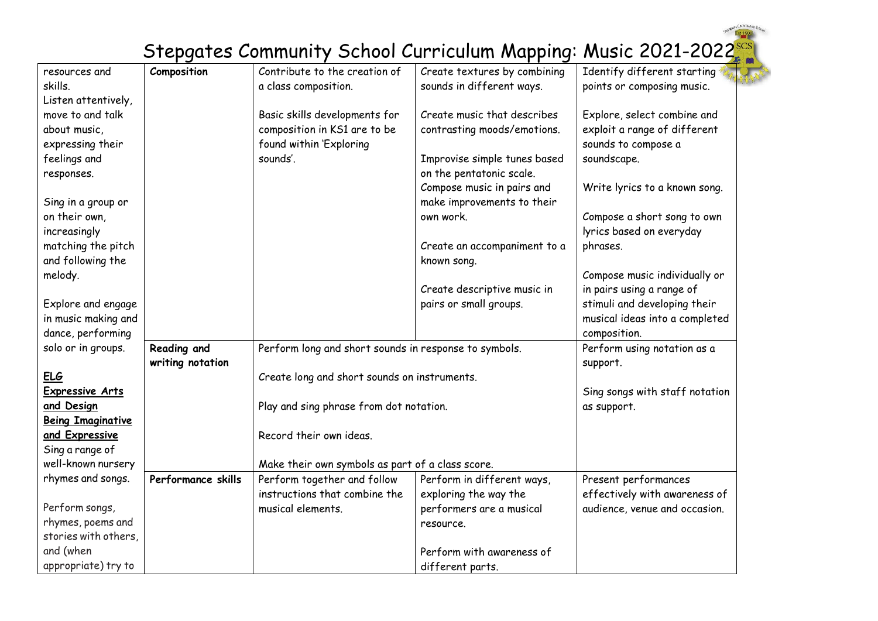# Stepgates Community School Curriculum Mapping: Music 2021-2022

| | | | | |
|---|---|---|---|---|
| resources and skills.<br>Listen attentively, move to and talk about music, expressing their feelings and responses.<br><br>Sing in a group or on their own, increasingly matching the pitch and following the melody.<br><br>Explore and engage in music making and dance, performing solo or in groups.<br><br>**ELG**<br>**Expressive Arts and Design**<br>**Being Imaginative and Expressive**<br>Sing a range of well-known nursery rhymes and songs.<br><br>Perform songs, rhymes, poems and stories with others, and (when appropriate) try to | **Composition** | Contribute to the creation of a class composition.<br><br>Basic skills developments for composition in KS1 are to be found within 'Exploring sounds'. | Create textures by combining sounds in different ways.<br><br>Create music that describes contrasting moods/emotions.<br><br>Improvise simple tunes based on the pentatonic scale.<br>Compose music in pairs and make improvements to their own work.<br><br>Create an accompaniment to a known song.<br><br>Create descriptive music in pairs or small groups. | Identify different starting points or composing music.<br><br>Explore, select combine and exploit a range of different sounds to compose a soundscape.<br><br>Write lyrics to a known song.<br><br>Compose a short song to own lyrics based on everyday phrases.<br><br>Compose music individually or in pairs using a range of stimuli and developing their musical ideas into a completed composition. |
| | **Reading and writing notation** | Perform long and short sounds in response to symbols.<br><br>Create long and short sounds on instruments.<br><br>Play and sing phrase from dot notation.<br><br>Record their own ideas.<br><br>Make their own symbols as part of a class score. | | Perform using notation as a support.<br><br>Sing songs with staff notation as support. |
| | **Performance skills** | Perform together and follow instructions that combine the musical elements. | Perform in different ways, exploring the way the performers are a musical resource.<br><br>Perform with awareness of different parts. | Present performances effectively with awareness of audience, venue and occasion. |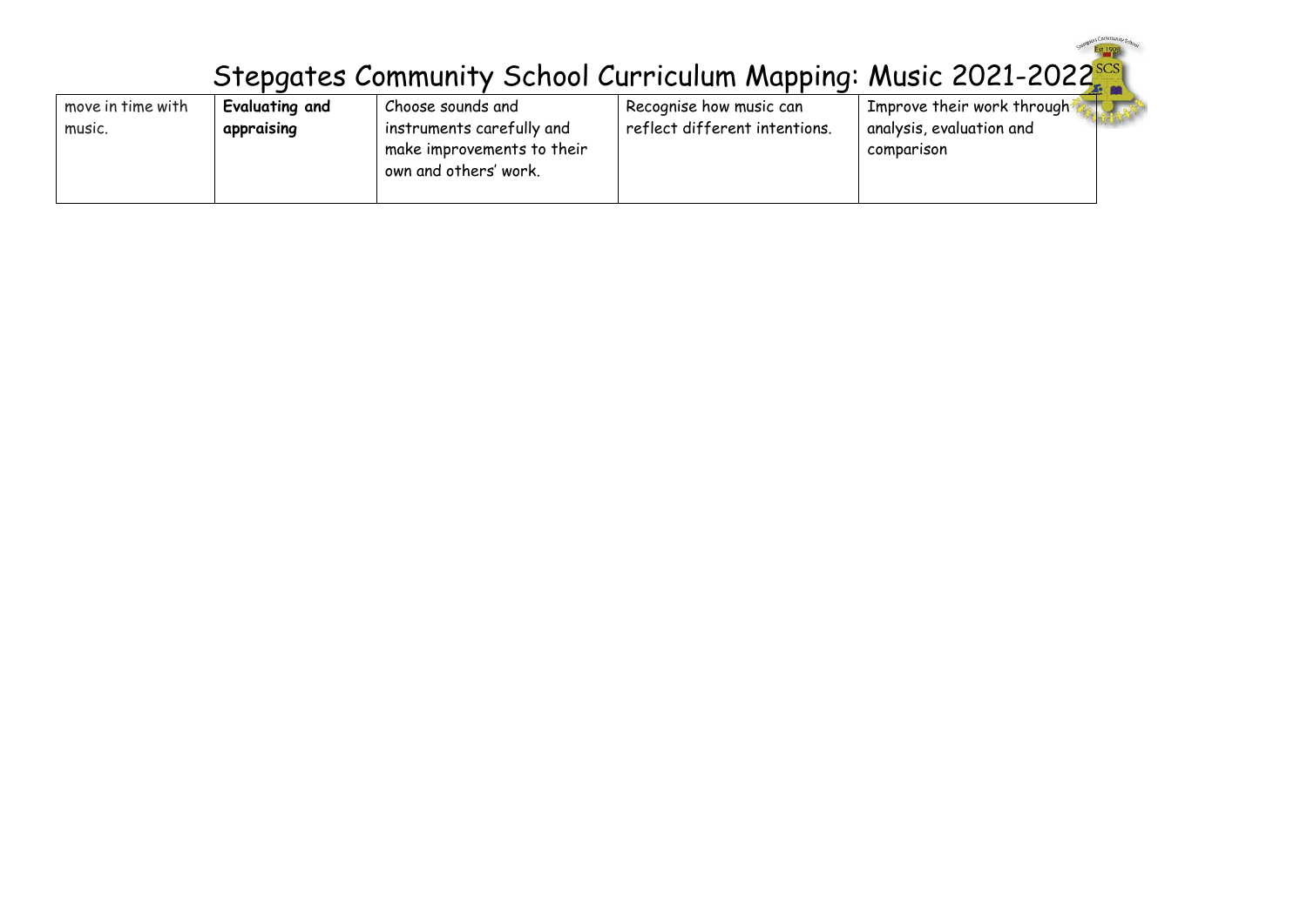| | | | | |
|---|---|---|---|---|
| move in time with music. | **Evaluating and appraising** | Choose sounds and instruments carefully and make improvements to their own and others' work. | Recognise how music can reflect different intentions. | Improve their work through analysis, evaluation and comparison |